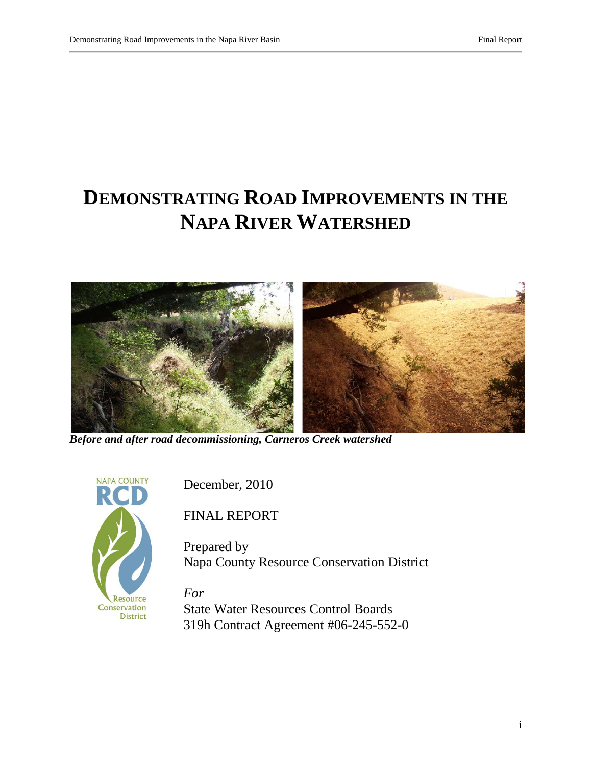# DEMONSTRATING ROAD IMPROVEMENTS IN THE NAPA RIVER WATERSHED

***Before and after road decommissioning, Carneros Creek watershed***

NAPA COUNTY RCD Resource Conservation District

December, 2010

FINAL REPORT

Prepared by
Napa County Resource Conservation District

*For*
State Water Resources Control Boards
319h Contract Agreement #06-245-552-0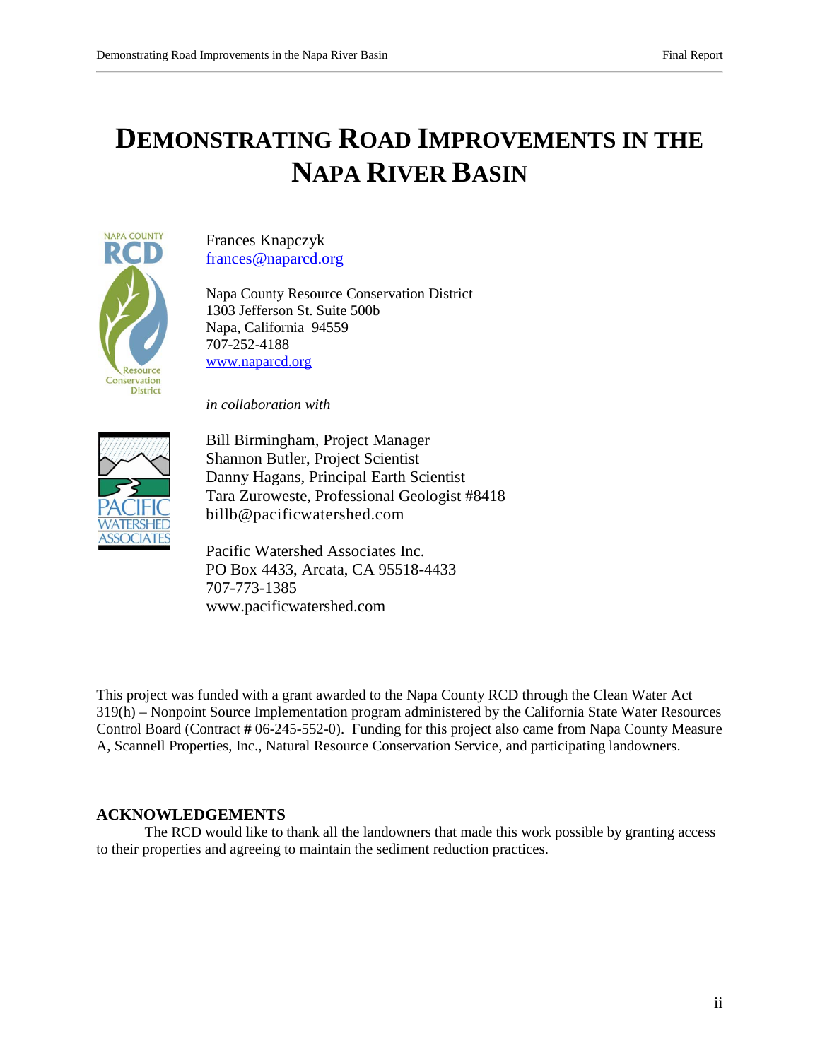# DEMONSTRATING ROAD IMPROVEMENTS IN THE NAPA RIVER BASIN

Frances Knapczyk
frances@naparcd.org

Napa County Resource Conservation District
1303 Jefferson St. Suite 500b
Napa, California 94559
707-252-4188
www.naparcd.org

*in collaboration with*

Bill Birmingham, Project Manager
Shannon Butler, Project Scientist
Danny Hagans, Principal Earth Scientist
Tara Zuroweste, Professional Geologist #8418
billb@pacificwatershed.com

Pacific Watershed Associates Inc.
PO Box 4433, Arcata, CA 95518-4433
707-773-1385
www.pacificwatershed.com

This project was funded with a grant awarded to the Napa County RCD through the Clean Water Act 319(h) – Nonpoint Source Implementation program administered by the California State Water Resources Control Board (Contract # 06-245-552-0). Funding for this project also came from Napa County Measure A, Scannell Properties, Inc., Natural Resource Conservation Service, and participating landowners.

## ACKNOWLEDGEMENTS

The RCD would like to thank all the landowners that made this work possible by granting access to their properties and agreeing to maintain the sediment reduction practices.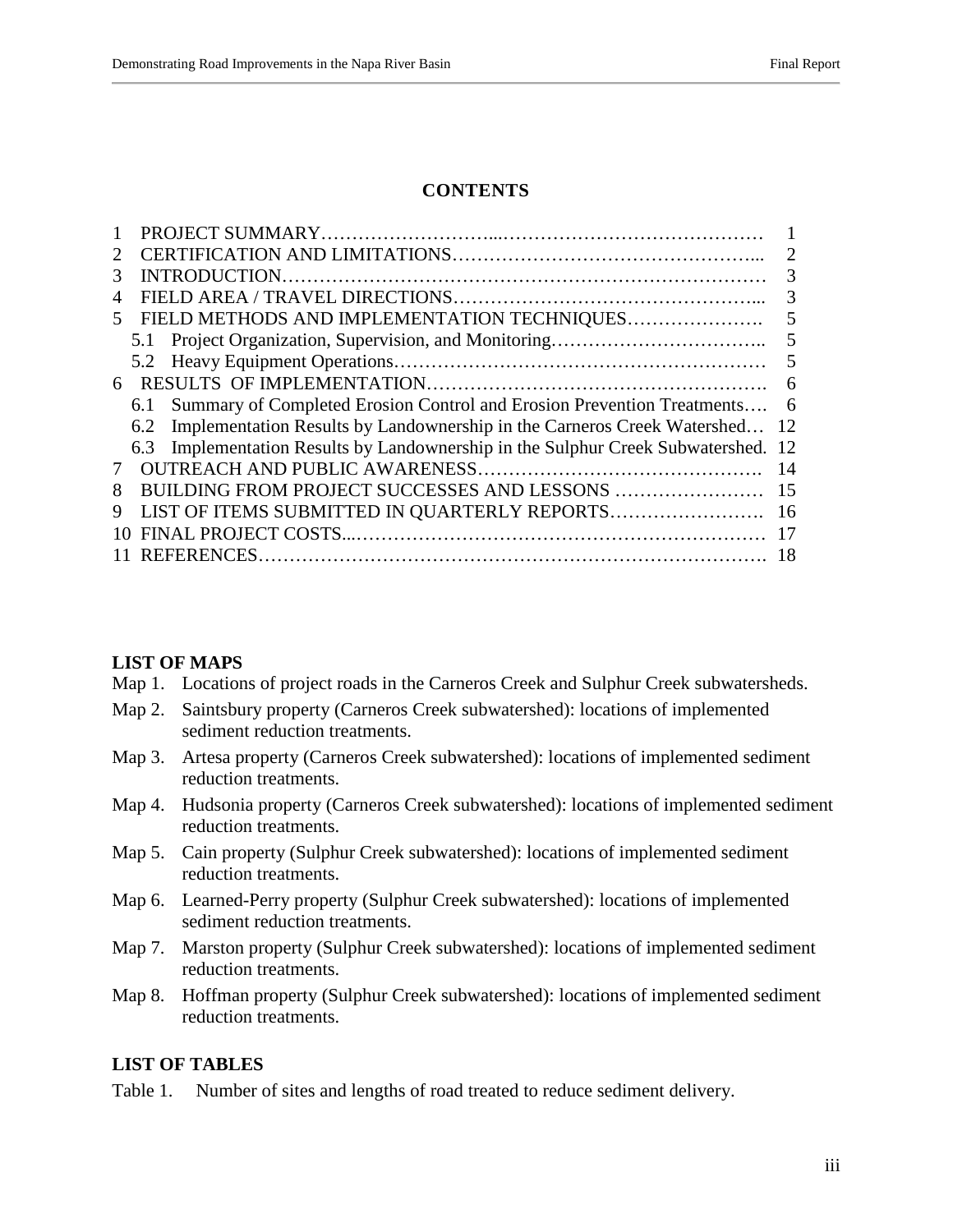## CONTENTS

| | | |
|---|---|---|
| 1 | PROJECT SUMMARY | 1 |
| 2 | CERTIFICATION AND LIMITATIONS | 2 |
| 3 | INTRODUCTION | 3 |
| 4 | FIELD AREA / TRAVEL DIRECTIONS | 3 |
| 5 | FIELD METHODS AND IMPLEMENTATION TECHNIQUES | 5 |
| | 5.1 Project Organization, Supervision, and Monitoring | 5 |
| | 5.2 Heavy Equipment Operations | 5 |
| 6 | RESULTS OF IMPLEMENTATION | 6 |
| | 6.1 Summary of Completed Erosion Control and Erosion Prevention Treatments | 6 |
| | 6.2 Implementation Results by Landownership in the Carneros Creek Watershed | 12 |
| | 6.3 Implementation Results by Landownership in the Sulphur Creek Subwatershed. | 12 |
| 7 | OUTREACH AND PUBLIC AWARENESS | 14 |
| 8 | BUILDING FROM PROJECT SUCCESSES AND LESSONS | 15 |
| 9 | LIST OF ITEMS SUBMITTED IN QUARTERLY REPORTS | 16 |
| 10 | FINAL PROJECT COSTS | 17 |
| 11 | REFERENCES | 18 |

### LIST OF MAPS

Map 1. Locations of project roads in the Carneros Creek and Sulphur Creek subwatersheds.

Map 2. Saintsbury property (Carneros Creek subwatershed): locations of implemented sediment reduction treatments.

Map 3. Artesa property (Carneros Creek subwatershed): locations of implemented sediment reduction treatments.

Map 4. Hudsonia property (Carneros Creek subwatershed): locations of implemented sediment reduction treatments.

Map 5. Cain property (Sulphur Creek subwatershed): locations of implemented sediment reduction treatments.

Map 6. Learned-Perry property (Sulphur Creek subwatershed): locations of implemented sediment reduction treatments.

Map 7. Marston property (Sulphur Creek subwatershed): locations of implemented sediment reduction treatments.

Map 8. Hoffman property (Sulphur Creek subwatershed): locations of implemented sediment reduction treatments.

### LIST OF TABLES

Table 1. Number of sites and lengths of road treated to reduce sediment delivery.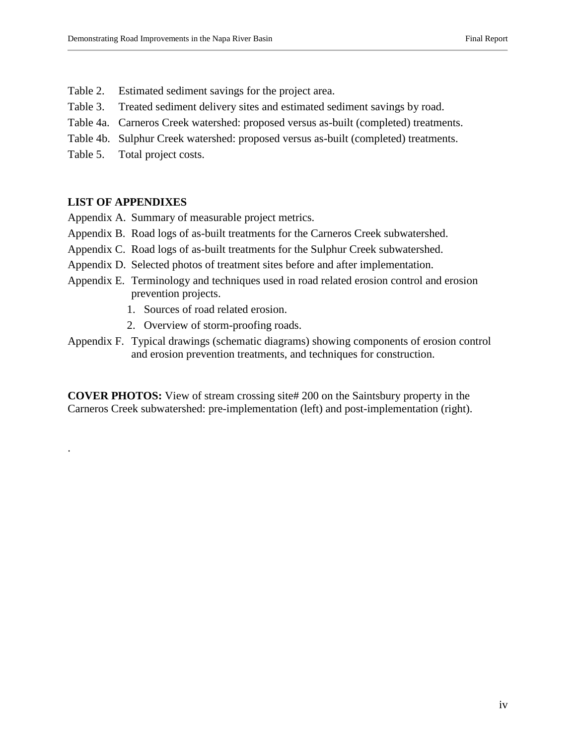Table 2. Estimated sediment savings for the project area.

Table 3. Treated sediment delivery sites and estimated sediment savings by road.

Table 4a. Carneros Creek watershed: proposed versus as-built (completed) treatments.

Table 4b. Sulphur Creek watershed: proposed versus as-built (completed) treatments.

Table 5. Total project costs.

**LIST OF APPENDIXES**

Appendix A. Summary of measurable project metrics.

Appendix B. Road logs of as-built treatments for the Carneros Creek subwatershed.

Appendix C. Road logs of as-built treatments for the Sulphur Creek subwatershed.

Appendix D. Selected photos of treatment sites before and after implementation.

Appendix E. Terminology and techniques used in road related erosion control and erosion prevention projects.

1. Sources of road related erosion.
2. Overview of storm-proofing roads.

Appendix F. Typical drawings (schematic diagrams) showing components of erosion control and erosion prevention treatments, and techniques for construction.

**COVER PHOTOS:** View of stream crossing site# 200 on the Saintsbury property in the Carneros Creek subwatershed: pre-implementation (left) and post-implementation (right).

.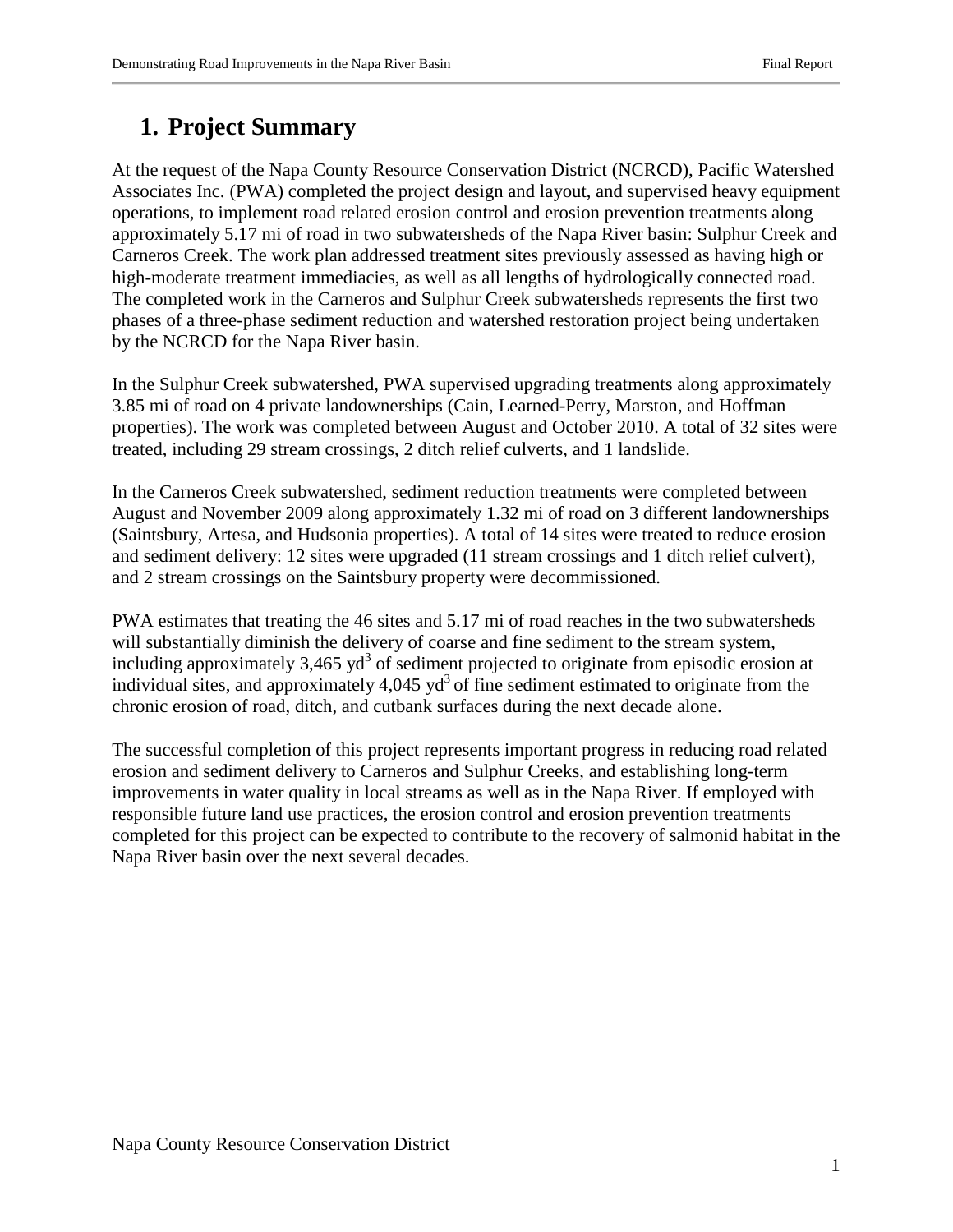# 1. Project Summary

At the request of the Napa County Resource Conservation District (NCRCD), Pacific Watershed Associates Inc. (PWA) completed the project design and layout, and supervised heavy equipment operations, to implement road related erosion control and erosion prevention treatments along approximately 5.17 mi of road in two subwatersheds of the Napa River basin: Sulphur Creek and Carneros Creek. The work plan addressed treatment sites previously assessed as having high or high-moderate treatment immediacies, as well as all lengths of hydrologically connected road. The completed work in the Carneros and Sulphur Creek subwatersheds represents the first two phases of a three-phase sediment reduction and watershed restoration project being undertaken by the NCRCD for the Napa River basin.

In the Sulphur Creek subwatershed, PWA supervised upgrading treatments along approximately 3.85 mi of road on 4 private landownerships (Cain, Learned-Perry, Marston, and Hoffman properties). The work was completed between August and October 2010. A total of 32 sites were treated, including 29 stream crossings, 2 ditch relief culverts, and 1 landslide.

In the Carneros Creek subwatershed, sediment reduction treatments were completed between August and November 2009 along approximately 1.32 mi of road on 3 different landownerships (Saintsbury, Artesa, and Hudsonia properties). A total of 14 sites were treated to reduce erosion and sediment delivery: 12 sites were upgraded (11 stream crossings and 1 ditch relief culvert), and 2 stream crossings on the Saintsbury property were decommissioned.

PWA estimates that treating the 46 sites and 5.17 mi of road reaches in the two subwatersheds will substantially diminish the delivery of coarse and fine sediment to the stream system, including approximately 3,465 $yd^3$ of sediment projected to originate from episodic erosion at individual sites, and approximately 4,045 $yd^3$ of fine sediment estimated to originate from the chronic erosion of road, ditch, and cutbank surfaces during the next decade alone.

The successful completion of this project represents important progress in reducing road related erosion and sediment delivery to Carneros and Sulphur Creeks, and establishing long-term improvements in water quality in local streams as well as in the Napa River. If employed with responsible future land use practices, the erosion control and erosion prevention treatments completed for this project can be expected to contribute to the recovery of salmonid habitat in the Napa River basin over the next several decades.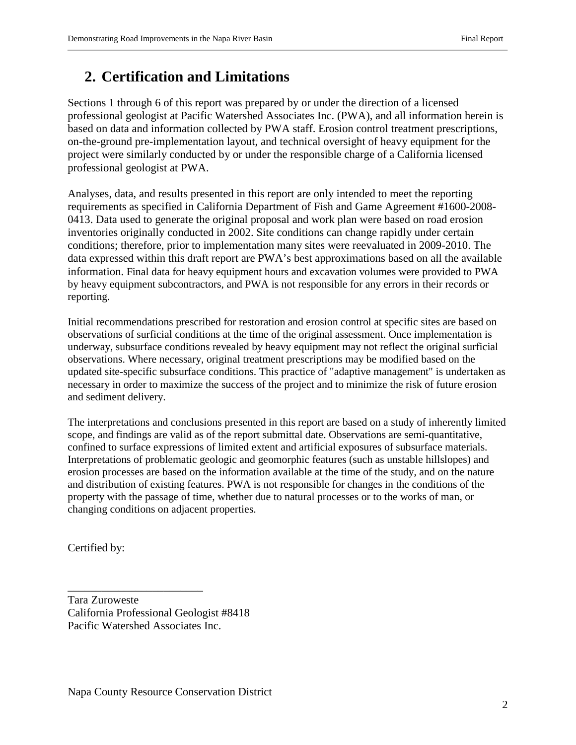## 2. Certification and Limitations

Sections 1 through 6 of this report was prepared by or under the direction of a licensed professional geologist at Pacific Watershed Associates Inc. (PWA), and all information herein is based on data and information collected by PWA staff. Erosion control treatment prescriptions, on-the-ground pre-implementation layout, and technical oversight of heavy equipment for the project were similarly conducted by or under the responsible charge of a California licensed professional geologist at PWA.

Analyses, data, and results presented in this report are only intended to meet the reporting requirements as specified in California Department of Fish and Game Agreement #1600-2008-0413. Data used to generate the original proposal and work plan were based on road erosion inventories originally conducted in 2002. Site conditions can change rapidly under certain conditions; therefore, prior to implementation many sites were reevaluated in 2009-2010. The data expressed within this draft report are PWA's best approximations based on all the available information. Final data for heavy equipment hours and excavation volumes were provided to PWA by heavy equipment subcontractors, and PWA is not responsible for any errors in their records or reporting.

Initial recommendations prescribed for restoration and erosion control at specific sites are based on observations of surficial conditions at the time of the original assessment. Once implementation is underway, subsurface conditions revealed by heavy equipment may not reflect the original surficial observations. Where necessary, original treatment prescriptions may be modified based on the updated site-specific subsurface conditions. This practice of "adaptive management" is undertaken as necessary in order to maximize the success of the project and to minimize the risk of future erosion and sediment delivery.

The interpretations and conclusions presented in this report are based on a study of inherently limited scope, and findings are valid as of the report submittal date. Observations are semi-quantitative, confined to surface expressions of limited extent and artificial exposures of subsurface materials. Interpretations of problematic geologic and geomorphic features (such as unstable hillslopes) and erosion processes are based on the information available at the time of the study, and on the nature and distribution of existing features. PWA is not responsible for changes in the conditions of the property with the passage of time, whether due to natural processes or to the works of man, or changing conditions on adjacent properties.

Certified by:

\_\_\_\_\_\_\_\_\_\_\_\_\_\_\_\_\_\_\_\_\_\_\_\_

Tara Zuroweste
California Professional Geologist #8418
Pacific Watershed Associates Inc.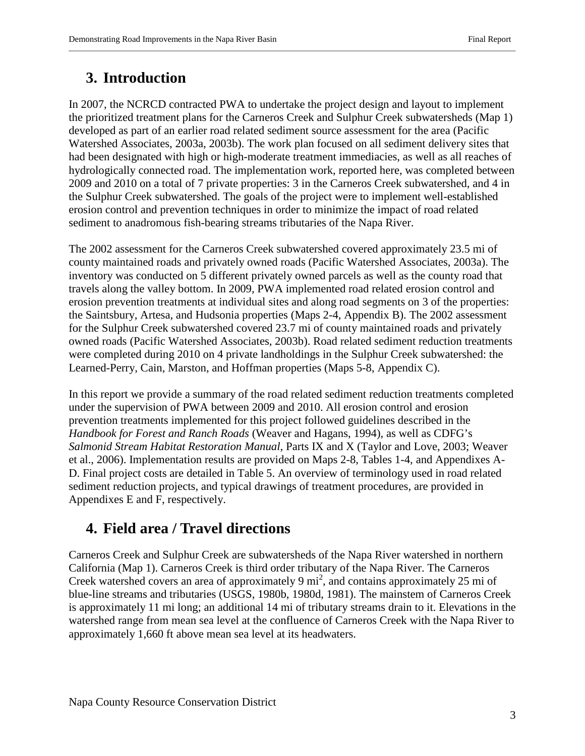# 3. Introduction

In 2007, the NCRCD contracted PWA to undertake the project design and layout to implement the prioritized treatment plans for the Carneros Creek and Sulphur Creek subwatersheds (Map 1) developed as part of an earlier road related sediment source assessment for the area (Pacific Watershed Associates, 2003a, 2003b). The work plan focused on all sediment delivery sites that had been designated with high or high-moderate treatment immediacies, as well as all reaches of hydrologically connected road. The implementation work, reported here, was completed between 2009 and 2010 on a total of 7 private properties: 3 in the Carneros Creek subwatershed, and 4 in the Sulphur Creek subwatershed. The goals of the project were to implement well-established erosion control and prevention techniques in order to minimize the impact of road related sediment to anadromous fish-bearing streams tributaries of the Napa River.

The 2002 assessment for the Carneros Creek subwatershed covered approximately 23.5 mi of county maintained roads and privately owned roads (Pacific Watershed Associates, 2003a). The inventory was conducted on 5 different privately owned parcels as well as the county road that travels along the valley bottom. In 2009, PWA implemented road related erosion control and erosion prevention treatments at individual sites and along road segments on 3 of the properties: the Saintsbury, Artesa, and Hudsonia properties (Maps 2-4, Appendix B). The 2002 assessment for the Sulphur Creek subwatershed covered 23.7 mi of county maintained roads and privately owned roads (Pacific Watershed Associates, 2003b). Road related sediment reduction treatments were completed during 2010 on 4 private landholdings in the Sulphur Creek subwatershed: the Learned-Perry, Cain, Marston, and Hoffman properties (Maps 5-8, Appendix C).

In this report we provide a summary of the road related sediment reduction treatments completed under the supervision of PWA between 2009 and 2010. All erosion control and erosion prevention treatments implemented for this project followed guidelines described in the *Handbook for Forest and Ranch Roads* (Weaver and Hagans, 1994), as well as CDFG's *Salmonid Stream Habitat Restoration Manual*, Parts IX and X (Taylor and Love, 2003; Weaver et al., 2006). Implementation results are provided on Maps 2-8, Tables 1-4, and Appendixes A-D. Final project costs are detailed in Table 5. An overview of terminology used in road related sediment reduction projects, and typical drawings of treatment procedures, are provided in Appendixes E and F, respectively.

# 4. Field area / Travel directions

Carneros Creek and Sulphur Creek are subwatersheds of the Napa River watershed in northern California (Map 1). Carneros Creek is third order tributary of the Napa River. The Carneros Creek watershed covers an area of approximately 9 $mi^2$, and contains approximately 25 mi of blue-line streams and tributaries (USGS, 1980b, 1980d, 1981). The mainstem of Carneros Creek is approximately 11 mi long; an additional 14 mi of tributary streams drain to it. Elevations in the watershed range from mean sea level at the confluence of Carneros Creek with the Napa River to approximately 1,660 ft above mean sea level at its headwaters.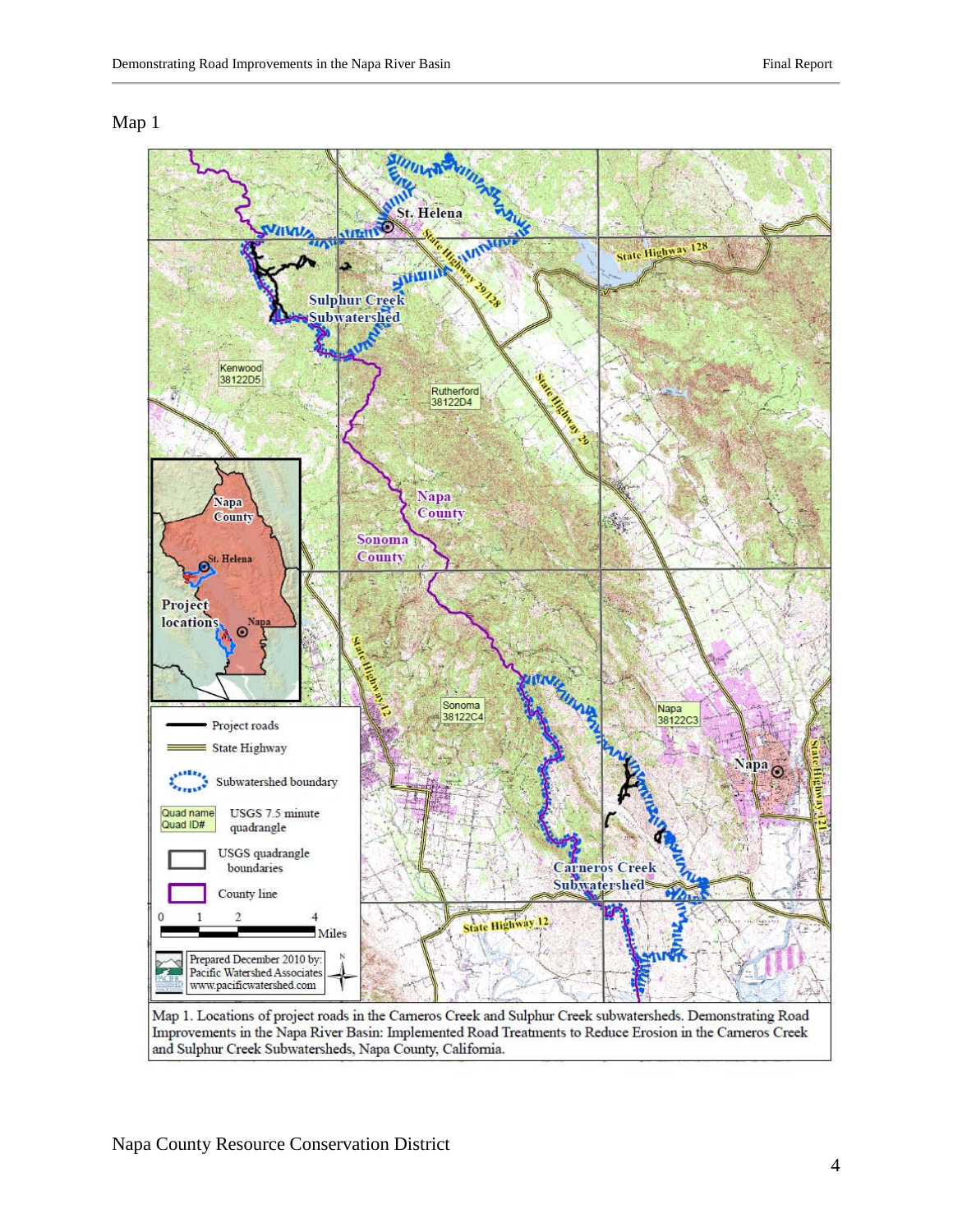Map 1

Map 1. Locations of project roads in the Carneros Creek and Sulphur Creek subwatersheds. Demonstrating Road Improvements in the Napa River Basin: Implemented Road Treatments to Reduce Erosion in the Carneros Creek and Sulphur Creek Subwatersheds, Napa County, California.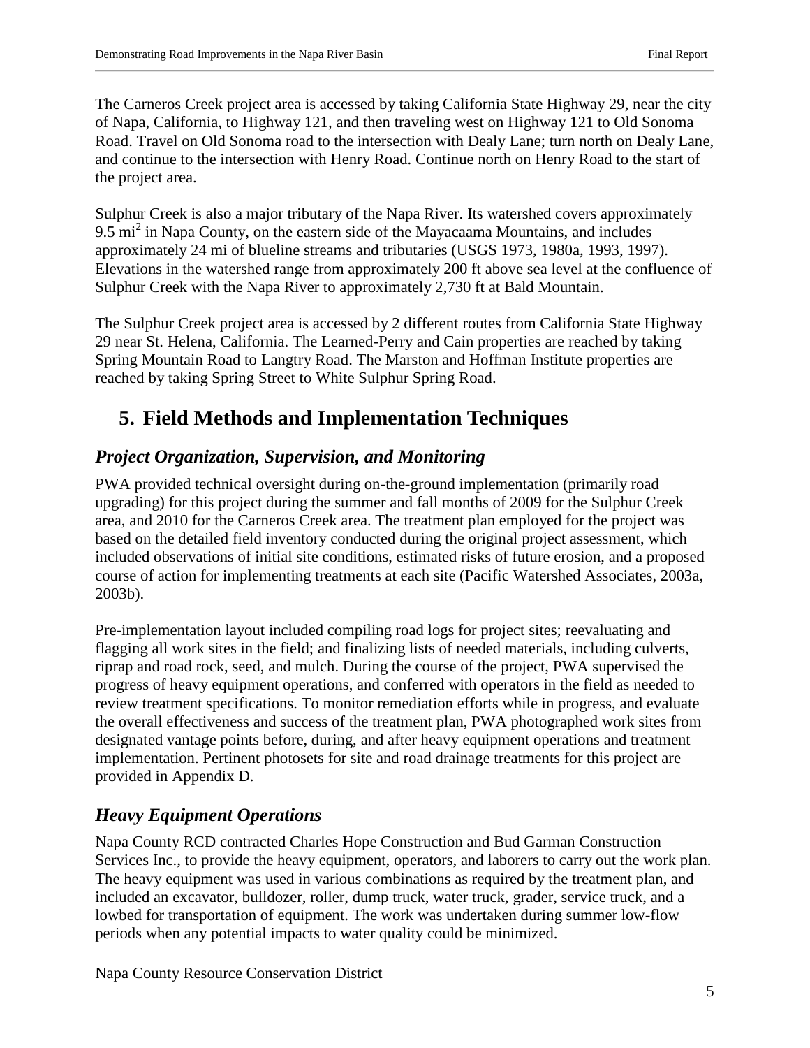The Carneros Creek project area is accessed by taking California State Highway 29, near the city of Napa, California, to Highway 121, and then traveling west on Highway 121 to Old Sonoma Road. Travel on Old Sonoma road to the intersection with Dealy Lane; turn north on Dealy Lane, and continue to the intersection with Henry Road. Continue north on Henry Road to the start of the project area.

Sulphur Creek is also a major tributary of the Napa River. Its watershed covers approximately 9.5 $mi^2$ in Napa County, on the eastern side of the Mayacaama Mountains, and includes approximately 24 mi of blueline streams and tributaries (USGS 1973, 1980a, 1993, 1997). Elevations in the watershed range from approximately 200 ft above sea level at the confluence of Sulphur Creek with the Napa River to approximately 2,730 ft at Bald Mountain.

The Sulphur Creek project area is accessed by 2 different routes from California State Highway 29 near St. Helena, California. The Learned-Perry and Cain properties are reached by taking Spring Mountain Road to Langtry Road. The Marston and Hoffman Institute properties are reached by taking Spring Street to White Sulphur Spring Road.

# 5. Field Methods and Implementation Techniques

## *Project Organization, Supervision, and Monitoring*

PWA provided technical oversight during on-the-ground implementation (primarily road upgrading) for this project during the summer and fall months of 2009 for the Sulphur Creek area, and 2010 for the Carneros Creek area. The treatment plan employed for the project was based on the detailed field inventory conducted during the original project assessment, which included observations of initial site conditions, estimated risks of future erosion, and a proposed course of action for implementing treatments at each site (Pacific Watershed Associates, 2003a, 2003b).

Pre-implementation layout included compiling road logs for project sites; reevaluating and flagging all work sites in the field; and finalizing lists of needed materials, including culverts, riprap and road rock, seed, and mulch. During the course of the project, PWA supervised the progress of heavy equipment operations, and conferred with operators in the field as needed to review treatment specifications. To monitor remediation efforts while in progress, and evaluate the overall effectiveness and success of the treatment plan, PWA photographed work sites from designated vantage points before, during, and after heavy equipment operations and treatment implementation. Pertinent photosets for site and road drainage treatments for this project are provided in Appendix D.

## *Heavy Equipment Operations*

Napa County RCD contracted Charles Hope Construction and Bud Garman Construction Services Inc., to provide the heavy equipment, operators, and laborers to carry out the work plan. The heavy equipment was used in various combinations as required by the treatment plan, and included an excavator, bulldozer, roller, dump truck, water truck, grader, service truck, and a lowbed for transportation of equipment. The work was undertaken during summer low-flow periods when any potential impacts to water quality could be minimized.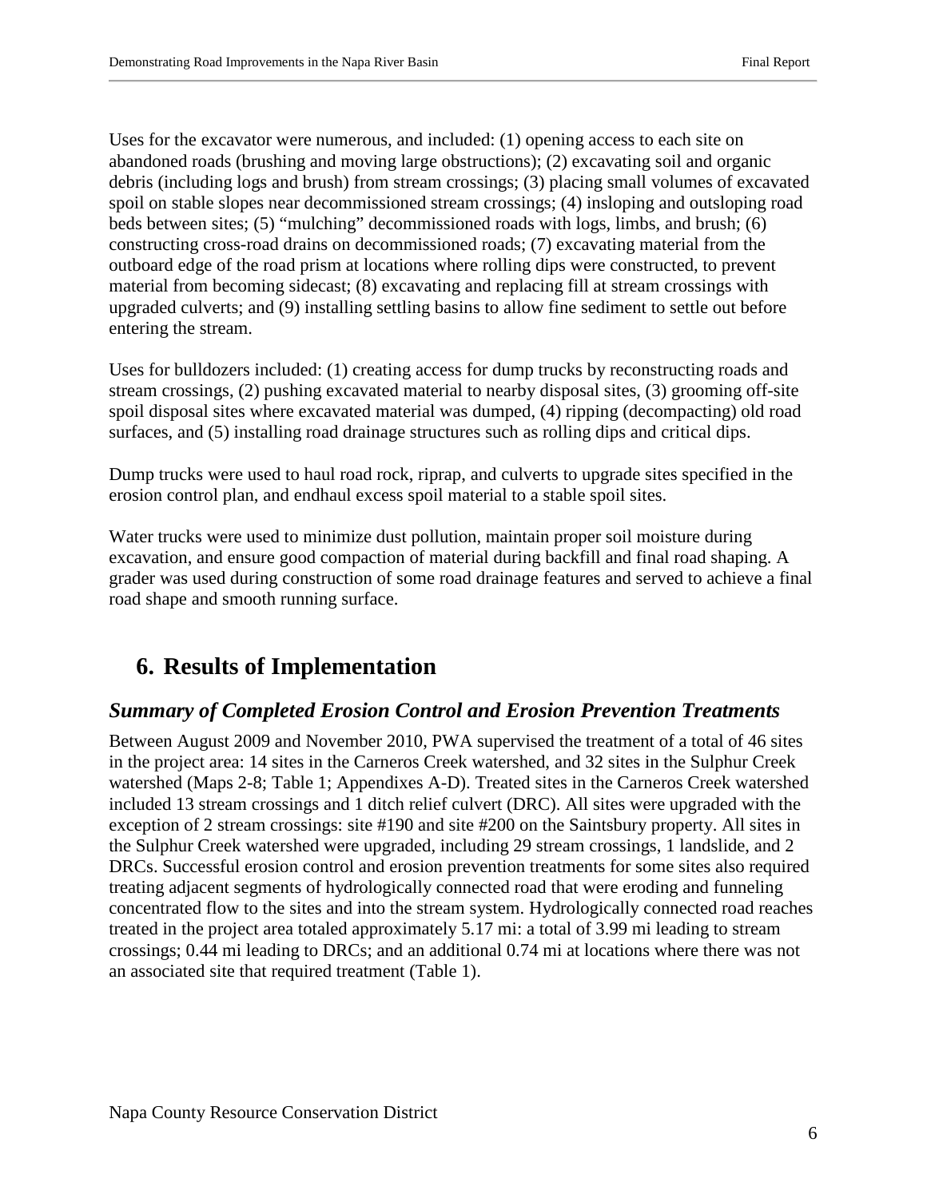Uses for the excavator were numerous, and included: (1) opening access to each site on abandoned roads (brushing and moving large obstructions); (2) excavating soil and organic debris (including logs and brush) from stream crossings; (3) placing small volumes of excavated spoil on stable slopes near decommissioned stream crossings; (4) insloping and outsloping road beds between sites; (5) "mulching" decommissioned roads with logs, limbs, and brush; (6) constructing cross-road drains on decommissioned roads; (7) excavating material from the outboard edge of the road prism at locations where rolling dips were constructed, to prevent material from becoming sidecast; (8) excavating and replacing fill at stream crossings with upgraded culverts; and (9) installing settling basins to allow fine sediment to settle out before entering the stream.

Uses for bulldozers included: (1) creating access for dump trucks by reconstructing roads and stream crossings, (2) pushing excavated material to nearby disposal sites, (3) grooming off-site spoil disposal sites where excavated material was dumped, (4) ripping (decompacting) old road surfaces, and (5) installing road drainage structures such as rolling dips and critical dips.

Dump trucks were used to haul road rock, riprap, and culverts to upgrade sites specified in the erosion control plan, and endhaul excess spoil material to a stable spoil sites.

Water trucks were used to minimize dust pollution, maintain proper soil moisture during excavation, and ensure good compaction of material during backfill and final road shaping. A grader was used during construction of some road drainage features and served to achieve a final road shape and smooth running surface.

# 6. Results of Implementation

## *Summary of Completed Erosion Control and Erosion Prevention Treatments*

Between August 2009 and November 2010, PWA supervised the treatment of a total of 46 sites in the project area: 14 sites in the Carneros Creek watershed, and 32 sites in the Sulphur Creek watershed (Maps 2-8; Table 1; Appendixes A-D). Treated sites in the Carneros Creek watershed included 13 stream crossings and 1 ditch relief culvert (DRC). All sites were upgraded with the exception of 2 stream crossings: site #190 and site #200 on the Saintsbury property. All sites in the Sulphur Creek watershed were upgraded, including 29 stream crossings, 1 landslide, and 2 DRCs. Successful erosion control and erosion prevention treatments for some sites also required treating adjacent segments of hydrologically connected road that were eroding and funneling concentrated flow to the sites and into the stream system. Hydrologically connected road reaches treated in the project area totaled approximately 5.17 mi: a total of 3.99 mi leading to stream crossings; 0.44 mi leading to DRCs; and an additional 0.74 mi at locations where there was not an associated site that required treatment (Table 1).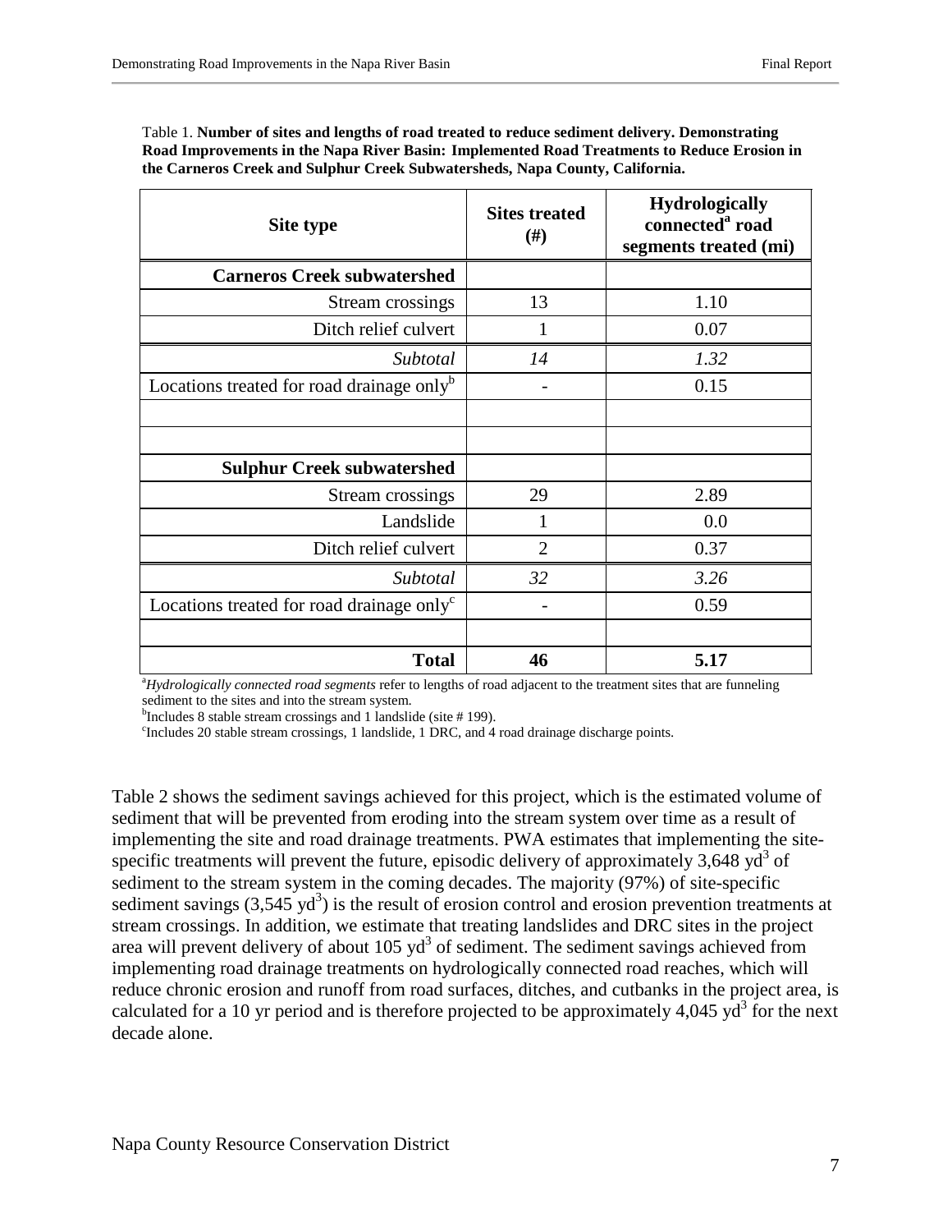Table 1. **Number of sites and lengths of road treated to reduce sediment delivery. Demonstrating Road Improvements in the Napa River Basin: Implemented Road Treatments to Reduce Erosion in the Carneros Creek and Sulphur Creek Subwatersheds, Napa County, California.**

| Site type | Sites treated (#) | Hydrologically connected[a] road segments treated (mi) |
|---|---|---|
| **Carneros Creek subwatershed** | | |
| Stream crossings | 13 | 1.10 |
| Ditch relief culvert | 1 | 0.07 |
| *Subtotal* | *14* | *1.32* |
| Locations treated for road drainage only[b] | - | 0.15 |
| | | |
| | | |
| **Sulphur Creek subwatershed** | | |
| Stream crossings | 29 | 2.89 |
| Landslide | 1 | 0.0 |
| Ditch relief culvert | 2 | 0.37 |
| *Subtotal* | *32* | *3.26* |
| Locations treated for road drainage only[c] | - | 0.59 |
| | | |
| **Total** | **46** | **5.17** |

[a]*Hydrologically connected road segments* refer to lengths of road adjacent to the treatment sites that are funneling sediment to the sites and into the stream system.
[b]Includes 8 stable stream crossings and 1 landslide (site # 199).
[c]Includes 20 stable stream crossings, 1 landslide, 1 DRC, and 4 road drainage discharge points.

Table 2 shows the sediment savings achieved for this project, which is the estimated volume of sediment that will be prevented from eroding into the stream system over time as a result of implementing the site and road drainage treatments. PWA estimates that implementing the site-specific treatments will prevent the future, episodic delivery of approximately 3,648 $yd^3$ of sediment to the stream system in the coming decades. The majority (97%) of site-specific sediment savings (3,545 $yd^3$) is the result of erosion control and erosion prevention treatments at stream crossings. In addition, we estimate that treating landslides and DRC sites in the project area will prevent delivery of about 105 $yd^3$ of sediment. The sediment savings achieved from implementing road drainage treatments on hydrologically connected road reaches, which will reduce chronic erosion and runoff from road surfaces, ditches, and cutbanks in the project area, is calculated for a 10 yr period and is therefore projected to be approximately 4,045 $yd^3$ for the next decade alone.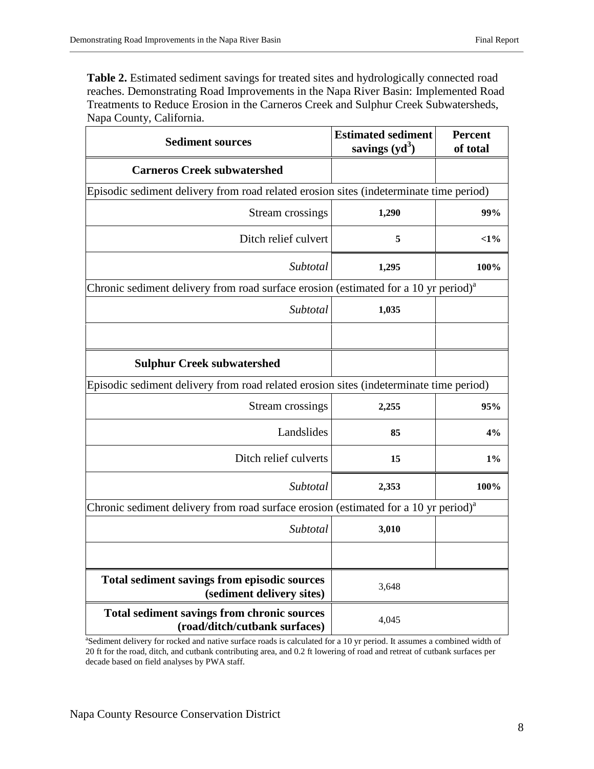**Table 2.** Estimated sediment savings for treated sites and hydrologically connected road reaches. Demonstrating Road Improvements in the Napa River Basin: Implemented Road Treatments to Reduce Erosion in the Carneros Creek and Sulphur Creek Subwatersheds, Napa County, California.

| Sediment sources | Estimated sediment savings ($yd^3$) | Percent of total |
|---|---|---|
| **Carneros Creek subwatershed** | | |
| Episodic sediment delivery from road related erosion sites (indeterminate time period) | | |
| Stream crossings | **1,290** | **99%** |
| Ditch relief culvert | **5** | **<1%** |
| *Subtotal* | **1,295** | **100%** |
| Chronic sediment delivery from road surface erosion (estimated for a 10 yr period)[a] | | |
| *Subtotal* | **1,035** | |
| | | |
| **Sulphur Creek subwatershed** | | |
| Episodic sediment delivery from road related erosion sites (indeterminate time period) | | |
| Stream crossings | **2,255** | **95%** |
| Landslides | **85** | **4%** |
| Ditch relief culverts | **15** | **1%** |
| *Subtotal* | **2,353** | **100%** |
| Chronic sediment delivery from road surface erosion (estimated for a 10 yr period)[a] | | |
| *Subtotal* | **3,010** | |
| | | |
| **Total sediment savings from episodic sources (sediment delivery sites)** | 3,648 | |
| **Total sediment savings from chronic sources (road/ditch/cutbank surfaces)** | 4,045 | |

[a]Sediment delivery for rocked and native surface roads is calculated for a 10 yr period. It assumes a combined width of 20 ft for the road, ditch, and cutbank contributing area, and 0.2 ft lowering of road and retreat of cutbank surfaces per decade based on field analyses by PWA staff.

Napa County Resource Conservation District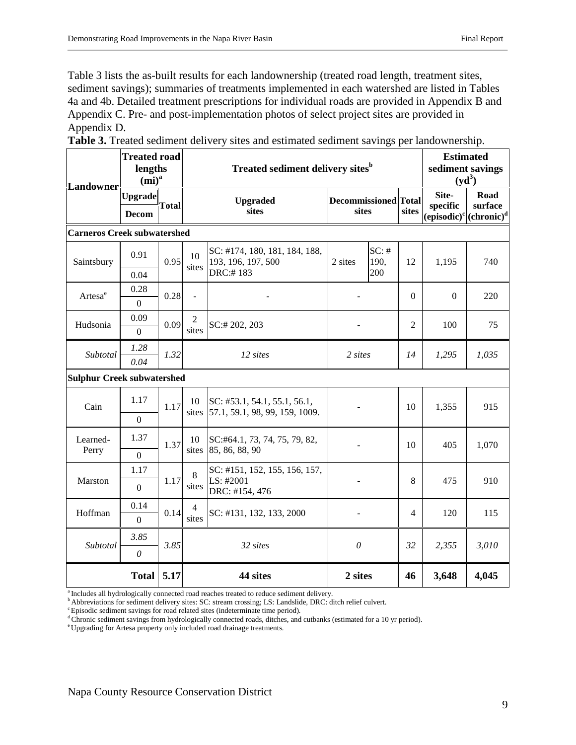Table 3 lists the as-built results for each landownership (treated road length, treatment sites, sediment savings); summaries of treatments implemented in each watershed are listed in Tables 4a and 4b. Detailed treatment prescriptions for individual roads are provided in Appendix B and Appendix C. Pre- and post-implementation photos of select project sites are provided in Appendix D.

**Table 3.** Treated sediment delivery sites and estimated sediment savings per landownership.

| Landowner | Treated road lengths (mi)[a] | | Treated sediment delivery sites[b] | | | | | Estimated sediment savings ($yd^3$) | |
|---|---|---|---|---|---|---|---|---|---|
| | Upgrade / Decom | Total | Upgraded sites | | Decommissioned sites | | Total sites | Site-specific (episodic)[c] | Road surface (chronic)[d] |
| **Carneros Creek subwatershed** | | | | | | | | | |
| Saintsbury | 0.91 / 0.04 | 0.95 | 10 sites | SC: #174, 180, 181, 184, 188, 193, 196, 197, 500 DRC:# 183 | 2 sites | SC: # 190, 200 | 12 | 1,195 | 740 |
| Artesa[e] | 0.28 / 0 | 0.28 | - | - | - | | 0 | 0 | 220 |
| Hudsonia | 0.09 / 0 | 0.09 | 2 sites | SC:# 202, 203 | - | | 2 | 100 | 75 |
| *Subtotal* | *1.28 / 0.04* | *1.32* | *12 sites* | | *2 sites* | | *14* | *1,295* | *1,035* |
| **Sulphur Creek subwatershed** | | | | | | | | | |
| Cain | 1.17 / 0 | 1.17 | 10 sites | SC: #53.1, 54.1, 55.1, 56.1, 57.1, 59.1, 98, 99, 159, 1009. | - | | 10 | 1,355 | 915 |
| Learned-Perry | 1.37 / 0 | 1.37 | 10 sites | SC:#64.1, 73, 74, 75, 79, 82, 85, 86, 88, 90 | - | | 10 | 405 | 1,070 |
| Marston | 1.17 / 0 | 1.17 | 8 sites | SC: #151, 152, 155, 156, 157, LS: #2001 DRC: #154, 476 | - | | 8 | 475 | 910 |
| Hoffman | 0.14 / 0 | 0.14 | 4 sites | SC: #131, 132, 133, 2000 | - | | 4 | 120 | 115 |
| *Subtotal* | *3.85 / 0* | *3.85* | *32 sites* | | *0* | | *32* | *2,355* | *3,010* |
| **Total** | | **5.17** | **44 sites** | | **2 sites** | | **46** | **3,648** | **4,045** |

[a] Includes all hydrologically connected road reaches treated to reduce sediment delivery.
[b] Abbreviations for sediment delivery sites: SC: stream crossing; LS: Landslide, DRC: ditch relief culvert.
[c] Episodic sediment savings for road related sites (indeterminate time period).
[d] Chronic sediment savings from hydrologically connected roads, ditches, and cutbanks (estimated for a 10 yr period).
[e] Upgrading for Artesa property only included road drainage treatments.

Napa County Resource Conservation District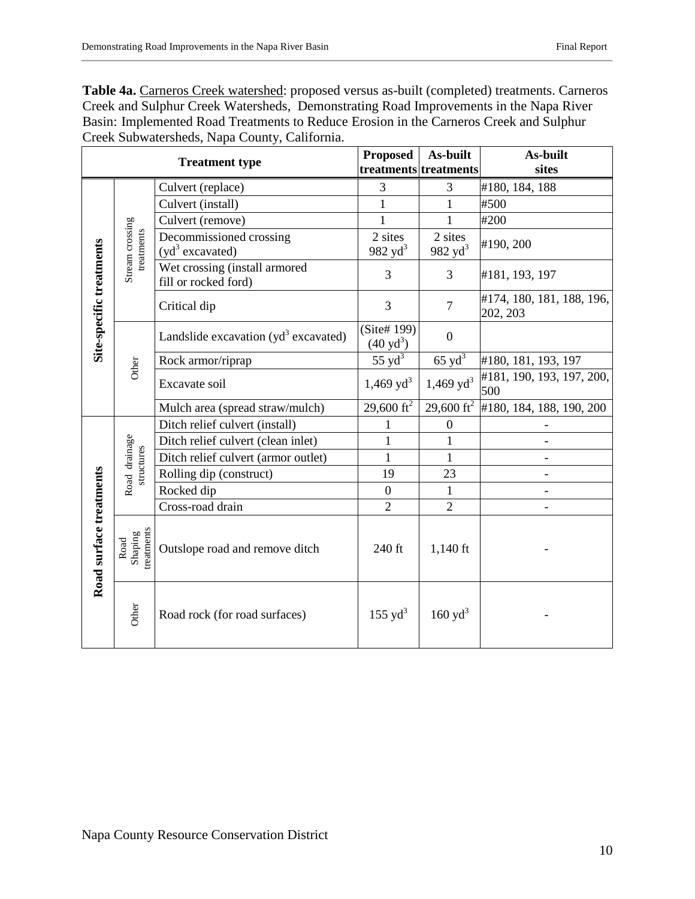**Table 4a.** Carneros Creek watershed: proposed versus as-built (completed) treatments. Carneros Creek and Sulphur Creek Watersheds, Demonstrating Road Improvements in the Napa River Basin: Implemented Road Treatments to Reduce Erosion in the Carneros Creek and Sulphur Creek Subwatersheds, Napa County, California.

| Treatment type | | | Proposed treatments | As-built treatments | As-built sites |
|---|---|---|---|---|---|
| Site-specific treatments | Stream crossing treatments | Culvert (replace) | 3 | 3 | #180, 184, 188 |
| | | Culvert (install) | 1 | 1 | #500 |
| | | Culvert (remove) | 1 | 1 | #200 |
| | | Decommissioned crossing ($yd^3$ excavated) | 2 sites 982 $yd^3$ | 2 sites 982 $yd^3$ | #190, 200 |
| | | Wet crossing (install armored fill or rocked ford) | 3 | 3 | #181, 193, 197 |
| | | Critical dip | 3 | 7 | #174, 180, 181, 188, 196, 202, 203 |
| | Other | Landslide excavation ($yd^3$ excavated) | (Site# 199) (40 $yd^3$) | 0 | |
| | | Rock armor/riprap | 55 $yd^3$ | 65 $yd^3$ | #180, 181, 193, 197 |
| | | Excavate soil | 1,469 $yd^3$ | 1,469 $yd^3$ | #181, 190, 193, 197, 200, 500 |
| | | Mulch area (spread straw/mulch) | 29,600 $ft^2$ | 29,600 $ft^2$ | #180, 184, 188, 190, 200 |
| Road surface treatments | Road drainage structures | Ditch relief culvert (install) | 1 | 0 | - |
| | | Ditch relief culvert (clean inlet) | 1 | 1 | - |
| | | Ditch relief culvert (armor outlet) | 1 | 1 | - |
| | | Rolling dip (construct) | 19 | 23 | - |
| | | Rocked dip | 0 | 1 | - |
| | | Cross-road drain | 2 | 2 | - |
| | Road Shaping treatments | Outslope road and remove ditch | 240 ft | 1,140 ft | - |
| | Other | Road rock (for road surfaces) | 155 $yd^3$ | 160 $yd^3$ | - |

Napa County Resource Conservation District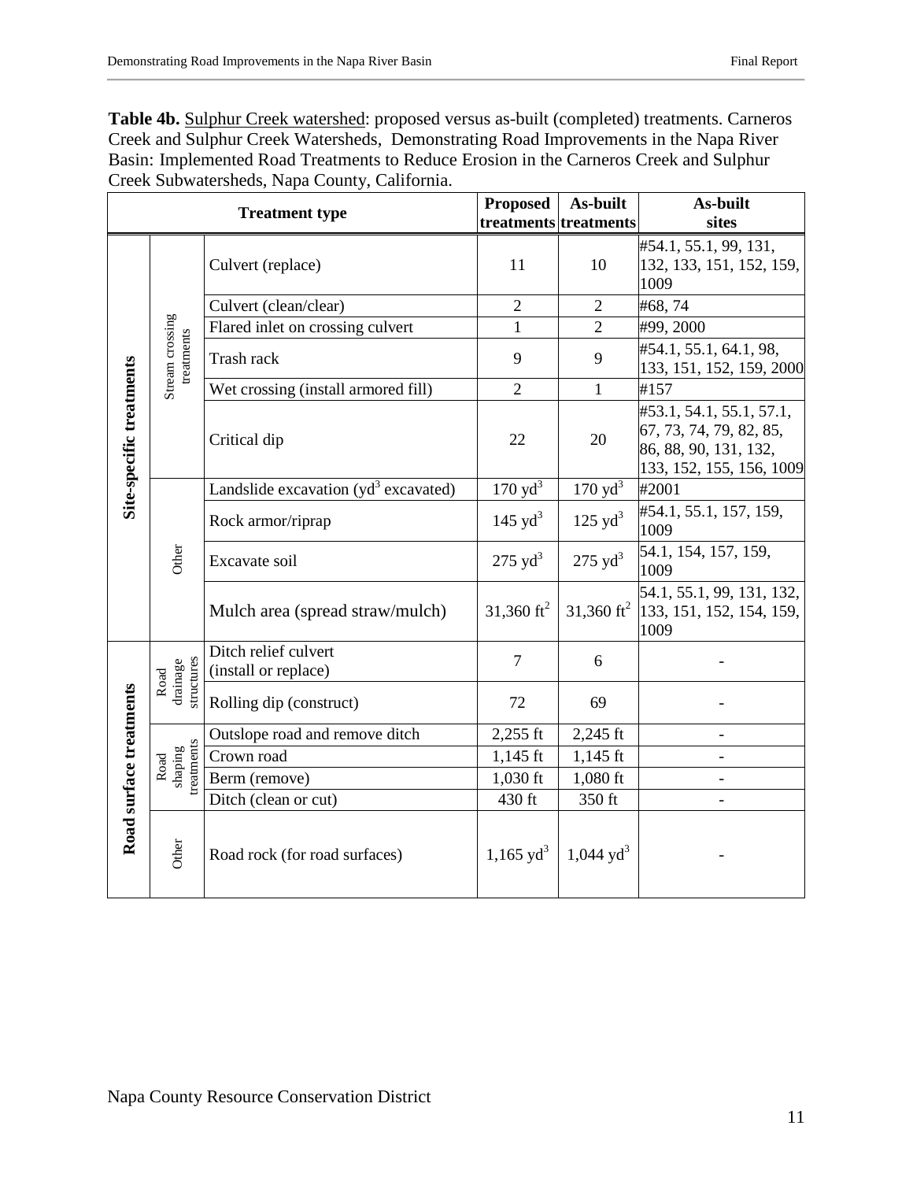**Table 4b.** Sulphur Creek watershed: proposed versus as-built (completed) treatments. Carneros Creek and Sulphur Creek Watersheds, Demonstrating Road Improvements in the Napa River Basin: Implemented Road Treatments to Reduce Erosion in the Carneros Creek and Sulphur Creek Subwatersheds, Napa County, California.

| Treatment type | | | Proposed treatments | As-built treatments | As-built sites |
|---|---|---|---|---|---|
| Site-specific treatments | Stream crossing treatments | Culvert (replace) | 11 | 10 | #54.1, 55.1, 99, 131, 132, 133, 151, 152, 159, 1009 |
| | | Culvert (clean/clear) | 2 | 2 | #68, 74 |
| | | Flared inlet on crossing culvert | 1 | 2 | #99, 2000 |
| | | Trash rack | 9 | 9 | #54.1, 55.1, 64.1, 98, 133, 151, 152, 159, 2000 |
| | | Wet crossing (install armored fill) | 2 | 1 | #157 |
| | | Critical dip | 22 | 20 | #53.1, 54.1, 55.1, 57.1, 67, 73, 74, 79, 82, 85, 86, 88, 90, 131, 132, 133, 152, 155, 156, 1009 |
| | Other | Landslide excavation ($yd^3$ excavated) | 170 $yd^3$ | 170 $yd^3$ | #2001 |
| | | Rock armor/riprap | 145 $yd^3$ | 125 $yd^3$ | #54.1, 55.1, 157, 159, 1009 |
| | | Excavate soil | 275 $yd^3$ | 275 $yd^3$ | 54.1, 154, 157, 159, 1009 |
| | | Mulch area (spread straw/mulch) | 31,360 $ft^2$ | 31,360 $ft^2$ | 54.1, 55.1, 99, 131, 132, 133, 151, 152, 154, 159, 1009 |
| Road surface treatments | Road drainage structures | Ditch relief culvert (install or replace) | 7 | 6 | - |
| | | Rolling dip (construct) | 72 | 69 | - |
| | Road shaping treatments | Outslope road and remove ditch | 2,255 ft | 2,245 ft | - |
| | | Crown road | 1,145 ft | 1,145 ft | - |
| | | Berm (remove) | 1,030 ft | 1,080 ft | - |
| | | Ditch (clean or cut) | 430 ft | 350 ft | - |
| | Other | Road rock (for road surfaces) | 1,165 $yd^3$ | 1,044 $yd^3$ | - |

Napa County Resource Conservation District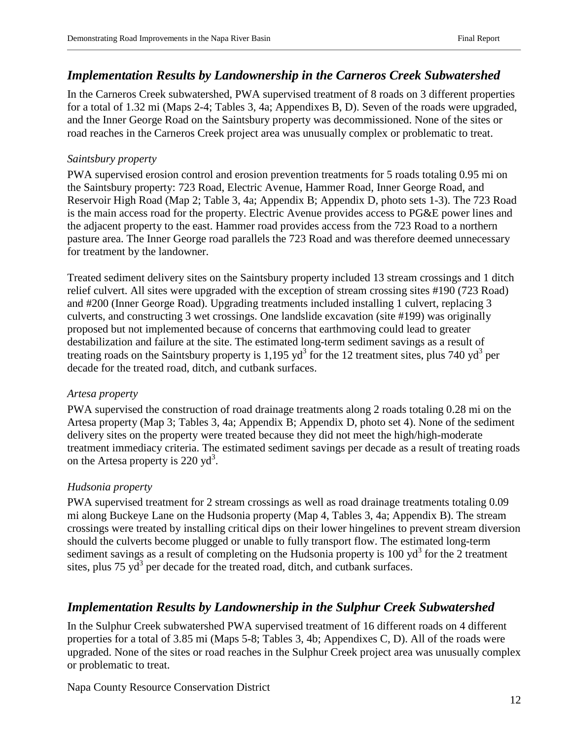## *Implementation Results by Landownership in the Carneros Creek Subwatershed*

In the Carneros Creek subwatershed, PWA supervised treatment of 8 roads on 3 different properties for a total of 1.32 mi (Maps 2-4; Tables 3, 4a; Appendixes B, D). Seven of the roads were upgraded, and the Inner George Road on the Saintsbury property was decommissioned. None of the sites or road reaches in the Carneros Creek project area was unusually complex or problematic to treat.

### *Saintsbury property*

PWA supervised erosion control and erosion prevention treatments for 5 roads totaling 0.95 mi on the Saintsbury property: 723 Road, Electric Avenue, Hammer Road, Inner George Road, and Reservoir High Road (Map 2; Table 3, 4a; Appendix B; Appendix D, photo sets 1-3). The 723 Road is the main access road for the property. Electric Avenue provides access to PG&E power lines and the adjacent property to the east. Hammer road provides access from the 723 Road to a northern pasture area. The Inner George road parallels the 723 Road and was therefore deemed unnecessary for treatment by the landowner.

Treated sediment delivery sites on the Saintsbury property included 13 stream crossings and 1 ditch relief culvert. All sites were upgraded with the exception of stream crossing sites #190 (723 Road) and #200 (Inner George Road). Upgrading treatments included installing 1 culvert, replacing 3 culverts, and constructing 3 wet crossings. One landslide excavation (site #199) was originally proposed but not implemented because of concerns that earthmoving could lead to greater destabilization and failure at the site. The estimated long-term sediment savings as a result of treating roads on the Saintsbury property is 1,195 $yd^3$ for the 12 treatment sites, plus 740 $yd^3$ per decade for the treated road, ditch, and cutbank surfaces.

### *Artesa property*

PWA supervised the construction of road drainage treatments along 2 roads totaling 0.28 mi on the Artesa property (Map 3; Tables 3, 4a; Appendix B; Appendix D, photo set 4). None of the sediment delivery sites on the property were treated because they did not meet the high/high-moderate treatment immediacy criteria. The estimated sediment savings per decade as a result of treating roads on the Artesa property is 220 $yd^3$.

### *Hudsonia property*

PWA supervised treatment for 2 stream crossings as well as road drainage treatments totaling 0.09 mi along Buckeye Lane on the Hudsonia property (Map 4, Tables 3, 4a; Appendix B). The stream crossings were treated by installing critical dips on their lower hingelines to prevent stream diversion should the culverts become plugged or unable to fully transport flow. The estimated long-term sediment savings as a result of completing on the Hudsonia property is 100 $yd^3$ for the 2 treatment sites, plus 75 $yd^3$ per decade for the treated road, ditch, and cutbank surfaces.

## *Implementation Results by Landownership in the Sulphur Creek Subwatershed*

In the Sulphur Creek subwatershed PWA supervised treatment of 16 different roads on 4 different properties for a total of 3.85 mi (Maps 5-8; Tables 3, 4b; Appendixes C, D). All of the roads were upgraded. None of the sites or road reaches in the Sulphur Creek project area was unusually complex or problematic to treat.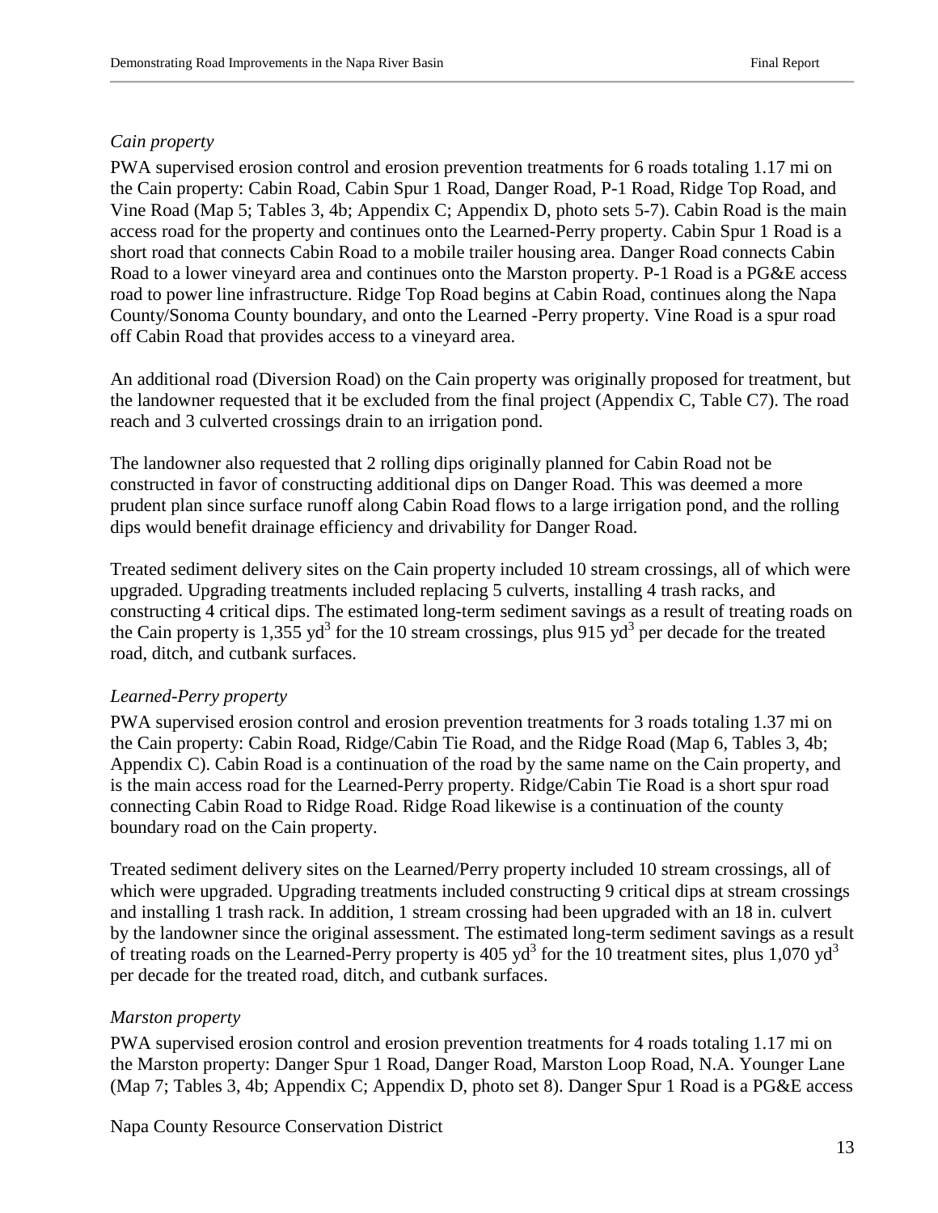*Cain property*

PWA supervised erosion control and erosion prevention treatments for 6 roads totaling 1.17 mi on the Cain property: Cabin Road, Cabin Spur 1 Road, Danger Road, P-1 Road, Ridge Top Road, and Vine Road (Map 5; Tables 3, 4b; Appendix C; Appendix D, photo sets 5-7). Cabin Road is the main access road for the property and continues onto the Learned-Perry property. Cabin Spur 1 Road is a short road that connects Cabin Road to a mobile trailer housing area. Danger Road connects Cabin Road to a lower vineyard area and continues onto the Marston property. P-1 Road is a PG&E access road to power line infrastructure. Ridge Top Road begins at Cabin Road, continues along the Napa County/Sonoma County boundary, and onto the Learned -Perry property. Vine Road is a spur road off Cabin Road that provides access to a vineyard area.

An additional road (Diversion Road) on the Cain property was originally proposed for treatment, but the landowner requested that it be excluded from the final project (Appendix C, Table C7). The road reach and 3 culverted crossings drain to an irrigation pond.

The landowner also requested that 2 rolling dips originally planned for Cabin Road not be constructed in favor of constructing additional dips on Danger Road. This was deemed a more prudent plan since surface runoff along Cabin Road flows to a large irrigation pond, and the rolling dips would benefit drainage efficiency and drivability for Danger Road.

Treated sediment delivery sites on the Cain property included 10 stream crossings, all of which were upgraded. Upgrading treatments included replacing 5 culverts, installing 4 trash racks, and constructing 4 critical dips. The estimated long-term sediment savings as a result of treating roads on the Cain property is 1,355 $yd^3$ for the 10 stream crossings, plus 915 $yd^3$ per decade for the treated road, ditch, and cutbank surfaces.

*Learned-Perry property*

PWA supervised erosion control and erosion prevention treatments for 3 roads totaling 1.37 mi on the Cain property: Cabin Road, Ridge/Cabin Tie Road, and the Ridge Road (Map 6, Tables 3, 4b; Appendix C). Cabin Road is a continuation of the road by the same name on the Cain property, and is the main access road for the Learned-Perry property. Ridge/Cabin Tie Road is a short spur road connecting Cabin Road to Ridge Road. Ridge Road likewise is a continuation of the county boundary road on the Cain property.

Treated sediment delivery sites on the Learned/Perry property included 10 stream crossings, all of which were upgraded. Upgrading treatments included constructing 9 critical dips at stream crossings and installing 1 trash rack. In addition, 1 stream crossing had been upgraded with an 18 in. culvert by the landowner since the original assessment. The estimated long-term sediment savings as a result of treating roads on the Learned-Perry property is 405 $yd^3$ for the 10 treatment sites, plus 1,070 $yd^3$ per decade for the treated road, ditch, and cutbank surfaces.

*Marston property*

PWA supervised erosion control and erosion prevention treatments for 4 roads totaling 1.17 mi on the Marston property: Danger Spur 1 Road, Danger Road, Marston Loop Road, N.A. Younger Lane (Map 7; Tables 3, 4b; Appendix C; Appendix D, photo set 8). Danger Spur 1 Road is a PG&E access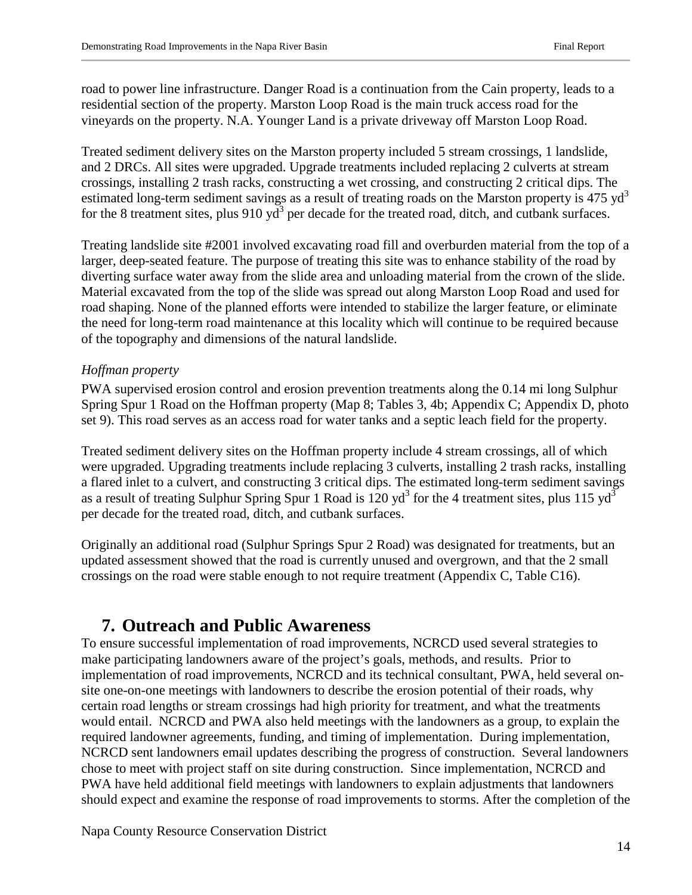road to power line infrastructure. Danger Road is a continuation from the Cain property, leads to a residential section of the property. Marston Loop Road is the main truck access road for the vineyards on the property. N.A. Younger Land is a private driveway off Marston Loop Road.

Treated sediment delivery sites on the Marston property included 5 stream crossings, 1 landslide, and 2 DRCs. All sites were upgraded. Upgrade treatments included replacing 2 culverts at stream crossings, installing 2 trash racks, constructing a wet crossing, and constructing 2 critical dips. The estimated long-term sediment savings as a result of treating roads on the Marston property is 475 $yd^3$ for the 8 treatment sites, plus 910 $yd^3$ per decade for the treated road, ditch, and cutbank surfaces.

Treating landslide site #2001 involved excavating road fill and overburden material from the top of a larger, deep-seated feature. The purpose of treating this site was to enhance stability of the road by diverting surface water away from the slide area and unloading material from the crown of the slide. Material excavated from the top of the slide was spread out along Marston Loop Road and used for road shaping. None of the planned efforts were intended to stabilize the larger feature, or eliminate the need for long-term road maintenance at this locality which will continue to be required because of the topography and dimensions of the natural landslide.

*Hoffman property*

PWA supervised erosion control and erosion prevention treatments along the 0.14 mi long Sulphur Spring Spur 1 Road on the Hoffman property (Map 8; Tables 3, 4b; Appendix C; Appendix D, photo set 9). This road serves as an access road for water tanks and a septic leach field for the property.

Treated sediment delivery sites on the Hoffman property include 4 stream crossings, all of which were upgraded. Upgrading treatments include replacing 3 culverts, installing 2 trash racks, installing a flared inlet to a culvert, and constructing 3 critical dips. The estimated long-term sediment savings as a result of treating Sulphur Spring Spur 1 Road is 120 $yd^3$ for the 4 treatment sites, plus 115 $yd^3$ per decade for the treated road, ditch, and cutbank surfaces.

Originally an additional road (Sulphur Springs Spur 2 Road) was designated for treatments, but an updated assessment showed that the road is currently unused and overgrown, and that the 2 small crossings on the road were stable enough to not require treatment (Appendix C, Table C16).

# 7. Outreach and Public Awareness

To ensure successful implementation of road improvements, NCRCD used several strategies to make participating landowners aware of the project's goals, methods, and results. Prior to implementation of road improvements, NCRCD and its technical consultant, PWA, held several on-site one-on-one meetings with landowners to describe the erosion potential of their roads, why certain road lengths or stream crossings had high priority for treatment, and what the treatments would entail. NCRCD and PWA also held meetings with the landowners as a group, to explain the required landowner agreements, funding, and timing of implementation. During implementation, NCRCD sent landowners email updates describing the progress of construction. Several landowners chose to meet with project staff on site during construction. Since implementation, NCRCD and PWA have held additional field meetings with landowners to explain adjustments that landowners should expect and examine the response of road improvements to storms. After the completion of the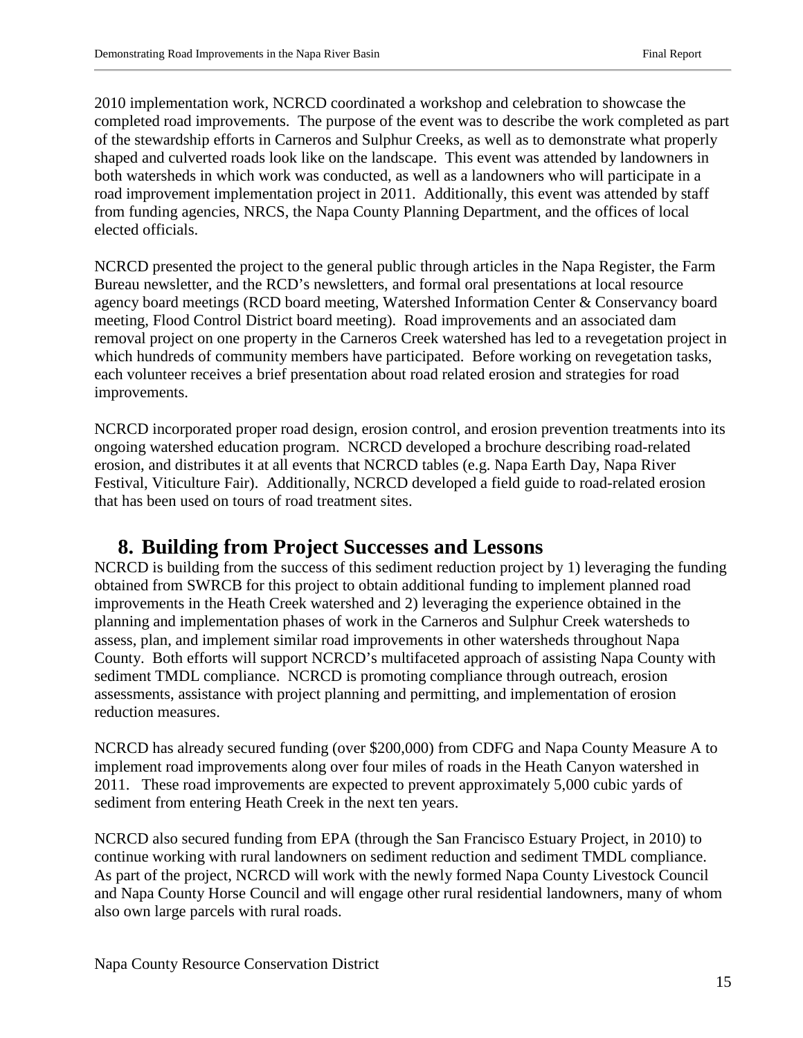2010 implementation work, NCRCD coordinated a workshop and celebration to showcase the completed road improvements. The purpose of the event was to describe the work completed as part of the stewardship efforts in Carneros and Sulphur Creeks, as well as to demonstrate what properly shaped and culverted roads look like on the landscape. This event was attended by landowners in both watersheds in which work was conducted, as well as a landowners who will participate in a road improvement implementation project in 2011. Additionally, this event was attended by staff from funding agencies, NRCS, the Napa County Planning Department, and the offices of local elected officials.

NCRCD presented the project to the general public through articles in the Napa Register, the Farm Bureau newsletter, and the RCD's newsletters, and formal oral presentations at local resource agency board meetings (RCD board meeting, Watershed Information Center & Conservancy board meeting, Flood Control District board meeting). Road improvements and an associated dam removal project on one property in the Carneros Creek watershed has led to a revegetation project in which hundreds of community members have participated. Before working on revegetation tasks, each volunteer receives a brief presentation about road related erosion and strategies for road improvements.

NCRCD incorporated proper road design, erosion control, and erosion prevention treatments into its ongoing watershed education program. NCRCD developed a brochure describing road-related erosion, and distributes it at all events that NCRCD tables (e.g. Napa Earth Day, Napa River Festival, Viticulture Fair). Additionally, NCRCD developed a field guide to road-related erosion that has been used on tours of road treatment sites.

# 8. Building from Project Successes and Lessons

NCRCD is building from the success of this sediment reduction project by 1) leveraging the funding obtained from SWRCB for this project to obtain additional funding to implement planned road improvements in the Heath Creek watershed and 2) leveraging the experience obtained in the planning and implementation phases of work in the Carneros and Sulphur Creek watersheds to assess, plan, and implement similar road improvements in other watersheds throughout Napa County. Both efforts will support NCRCD's multifaceted approach of assisting Napa County with sediment TMDL compliance. NCRCD is promoting compliance through outreach, erosion assessments, assistance with project planning and permitting, and implementation of erosion reduction measures.

NCRCD has already secured funding (over $200,000) from CDFG and Napa County Measure A to implement road improvements along over four miles of roads in the Heath Canyon watershed in 2011. These road improvements are expected to prevent approximately 5,000 cubic yards of sediment from entering Heath Creek in the next ten years.

NCRCD also secured funding from EPA (through the San Francisco Estuary Project, in 2010) to continue working with rural landowners on sediment reduction and sediment TMDL compliance. As part of the project, NCRCD will work with the newly formed Napa County Livestock Council and Napa County Horse Council and will engage other rural residential landowners, many of whom also own large parcels with rural roads.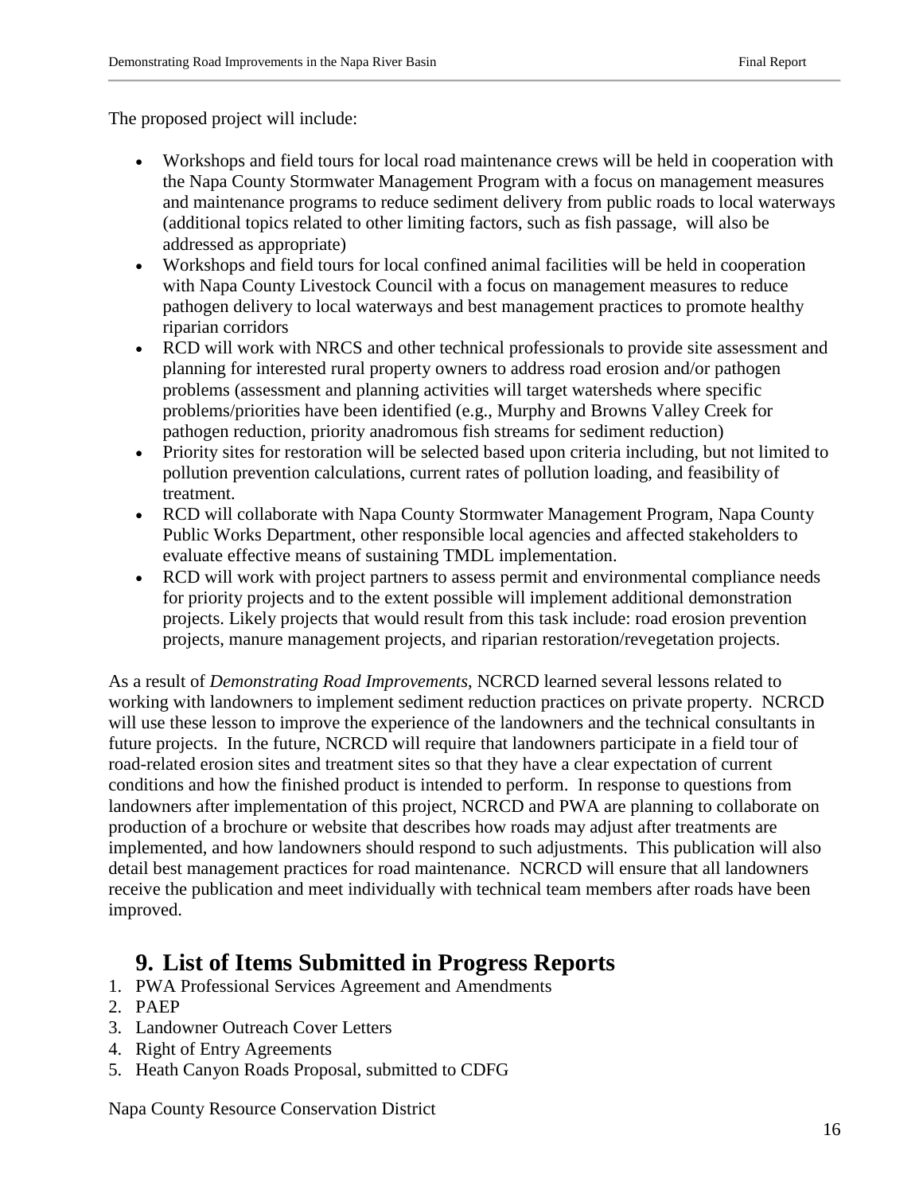The proposed project will include:

- Workshops and field tours for local road maintenance crews will be held in cooperation with the Napa County Stormwater Management Program with a focus on management measures and maintenance programs to reduce sediment delivery from public roads to local waterways (additional topics related to other limiting factors, such as fish passage, will also be addressed as appropriate)
- Workshops and field tours for local confined animal facilities will be held in cooperation with Napa County Livestock Council with a focus on management measures to reduce pathogen delivery to local waterways and best management practices to promote healthy riparian corridors
- RCD will work with NRCS and other technical professionals to provide site assessment and planning for interested rural property owners to address road erosion and/or pathogen problems (assessment and planning activities will target watersheds where specific problems/priorities have been identified (e.g., Murphy and Browns Valley Creek for pathogen reduction, priority anadromous fish streams for sediment reduction)
- Priority sites for restoration will be selected based upon criteria including, but not limited to pollution prevention calculations, current rates of pollution loading, and feasibility of treatment.
- RCD will collaborate with Napa County Stormwater Management Program, Napa County Public Works Department, other responsible local agencies and affected stakeholders to evaluate effective means of sustaining TMDL implementation.
- RCD will work with project partners to assess permit and environmental compliance needs for priority projects and to the extent possible will implement additional demonstration projects. Likely projects that would result from this task include: road erosion prevention projects, manure management projects, and riparian restoration/revegetation projects.

As a result of *Demonstrating Road Improvements*, NCRCD learned several lessons related to working with landowners to implement sediment reduction practices on private property. NCRCD will use these lesson to improve the experience of the landowners and the technical consultants in future projects. In the future, NCRCD will require that landowners participate in a field tour of road-related erosion sites and treatment sites so that they have a clear expectation of current conditions and how the finished product is intended to perform. In response to questions from landowners after implementation of this project, NCRCD and PWA are planning to collaborate on production of a brochure or website that describes how roads may adjust after treatments are implemented, and how landowners should respond to such adjustments. This publication will also detail best management practices for road maintenance. NCRCD will ensure that all landowners receive the publication and meet individually with technical team members after roads have been improved.

# 9. List of Items Submitted in Progress Reports

1. PWA Professional Services Agreement and Amendments
2. PAEP
3. Landowner Outreach Cover Letters
4. Right of Entry Agreements
5. Heath Canyon Roads Proposal, submitted to CDFG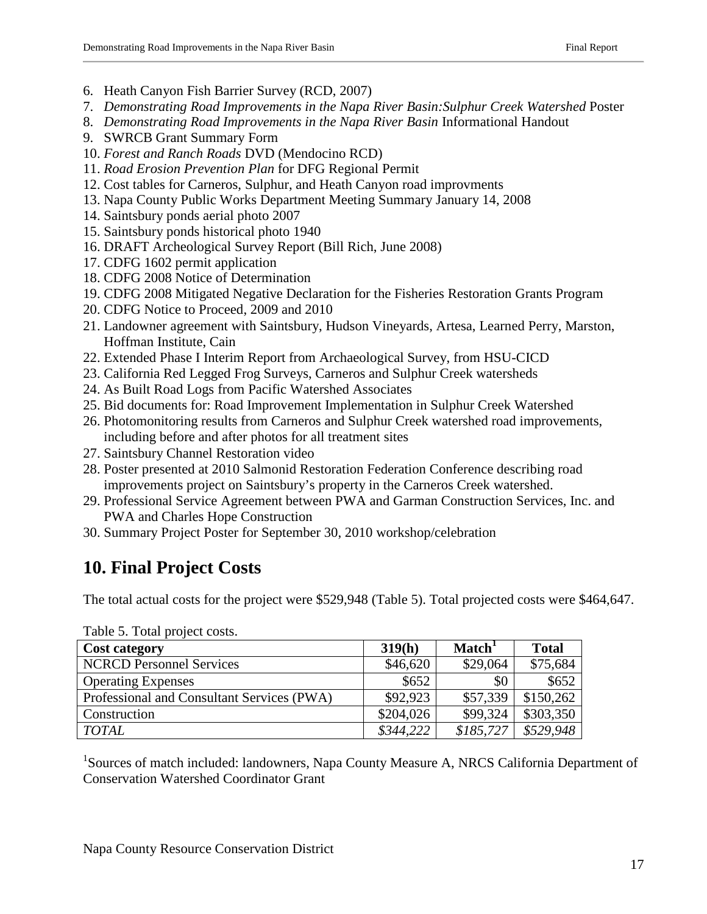6. Heath Canyon Fish Barrier Survey (RCD, 2007)
7. *Demonstrating Road Improvements in the Napa River Basin:Sulphur Creek Watershed* Poster
8. *Demonstrating Road Improvements in the Napa River Basin* Informational Handout
9. SWRCB Grant Summary Form
10. *Forest and Ranch Roads* DVD (Mendocino RCD)
11. *Road Erosion Prevention Plan* for DFG Regional Permit
12. Cost tables for Carneros, Sulphur, and Heath Canyon road improvments
13. Napa County Public Works Department Meeting Summary January 14, 2008
14. Saintsbury ponds aerial photo 2007
15. Saintsbury ponds historical photo 1940
16. DRAFT Archeological Survey Report (Bill Rich, June 2008)
17. CDFG 1602 permit application
18. CDFG 2008 Notice of Determination
19. CDFG 2008 Mitigated Negative Declaration for the Fisheries Restoration Grants Program
20. CDFG Notice to Proceed, 2009 and 2010
21. Landowner agreement with Saintsbury, Hudson Vineyards, Artesa, Learned Perry, Marston, Hoffman Institute, Cain
22. Extended Phase I Interim Report from Archaeological Survey, from HSU-CICD
23. California Red Legged Frog Surveys, Carneros and Sulphur Creek watersheds
24. As Built Road Logs from Pacific Watershed Associates
25. Bid documents for: Road Improvement Implementation in Sulphur Creek Watershed
26. Photomonitoring results from Carneros and Sulphur Creek watershed road improvements, including before and after photos for all treatment sites
27. Saintsbury Channel Restoration video
28. Poster presented at 2010 Salmonid Restoration Federation Conference describing road improvements project on Saintsbury's property in the Carneros Creek watershed.
29. Professional Service Agreement between PWA and Garman Construction Services, Inc. and PWA and Charles Hope Construction
30. Summary Project Poster for September 30, 2010 workshop/celebration

# 10. Final Project Costs

The total actual costs for the project were $529,948 (Table 5). Total projected costs were $464,647.

Table 5. Total project costs.

| Cost category | 319(h) | Match[1] | Total |
|---|---|---|---|
| NCRCD Personnel Services | $46,620 | $29,064 | $75,684 |
| Operating Expenses | $652 | $0 | $652 |
| Professional and Consultant Services (PWA) | $92,923 | $57,339 | $150,262 |
| Construction | $204,026 | $99,324 | $303,350 |
| *TOTAL* | *$344,222* | *$185,727* | *$529,948* |

[1]Sources of match included: landowners, Napa County Measure A, NRCS California Department of Conservation Watershed Coordinator Grant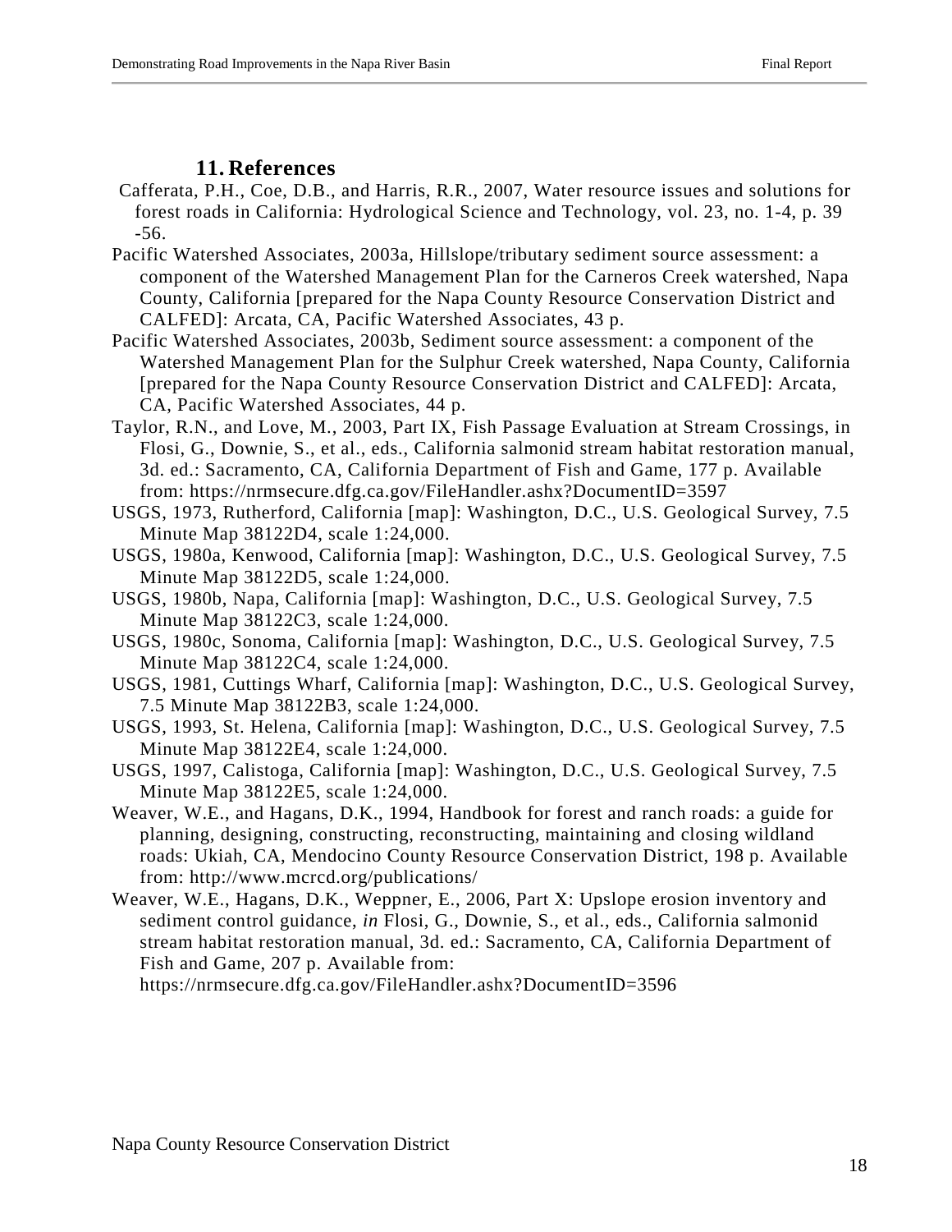## 11. References

Cafferata, P.H., Coe, D.B., and Harris, R.R., 2007, Water resource issues and solutions for forest roads in California: Hydrological Science and Technology, vol. 23, no. 1-4, p. 39 -56.

Pacific Watershed Associates, 2003a, Hillslope/tributary sediment source assessment: a component of the Watershed Management Plan for the Carneros Creek watershed, Napa County, California [prepared for the Napa County Resource Conservation District and CALFED]: Arcata, CA, Pacific Watershed Associates, 43 p.

Pacific Watershed Associates, 2003b, Sediment source assessment: a component of the Watershed Management Plan for the Sulphur Creek watershed, Napa County, California [prepared for the Napa County Resource Conservation District and CALFED]: Arcata, CA, Pacific Watershed Associates, 44 p.

Taylor, R.N., and Love, M., 2003, Part IX, Fish Passage Evaluation at Stream Crossings, in Flosi, G., Downie, S., et al., eds., California salmonid stream habitat restoration manual, 3d. ed.: Sacramento, CA, California Department of Fish and Game, 177 p. Available from: https://nrmsecure.dfg.ca.gov/FileHandler.ashx?DocumentID=3597

USGS, 1973, Rutherford, California [map]: Washington, D.C., U.S. Geological Survey, 7.5 Minute Map 38122D4, scale 1:24,000.

USGS, 1980a, Kenwood, California [map]: Washington, D.C., U.S. Geological Survey, 7.5 Minute Map 38122D5, scale 1:24,000.

USGS, 1980b, Napa, California [map]: Washington, D.C., U.S. Geological Survey, 7.5 Minute Map 38122C3, scale 1:24,000.

USGS, 1980c, Sonoma, California [map]: Washington, D.C., U.S. Geological Survey, 7.5 Minute Map 38122C4, scale 1:24,000.

USGS, 1981, Cuttings Wharf, California [map]: Washington, D.C., U.S. Geological Survey, 7.5 Minute Map 38122B3, scale 1:24,000.

USGS, 1993, St. Helena, California [map]: Washington, D.C., U.S. Geological Survey, 7.5 Minute Map 38122E4, scale 1:24,000.

USGS, 1997, Calistoga, California [map]: Washington, D.C., U.S. Geological Survey, 7.5 Minute Map 38122E5, scale 1:24,000.

Weaver, W.E., and Hagans, D.K., 1994, Handbook for forest and ranch roads: a guide for planning, designing, constructing, reconstructing, maintaining and closing wildland roads: Ukiah, CA, Mendocino County Resource Conservation District, 198 p. Available from: http://www.mcrcd.org/publications/

Weaver, W.E., Hagans, D.K., Weppner, E., 2006, Part X: Upslope erosion inventory and sediment control guidance, *in* Flosi, G., Downie, S., et al., eds., California salmonid stream habitat restoration manual, 3d. ed.: Sacramento, CA, California Department of Fish and Game, 207 p. Available from: https://nrmsecure.dfg.ca.gov/FileHandler.ashx?DocumentID=3596